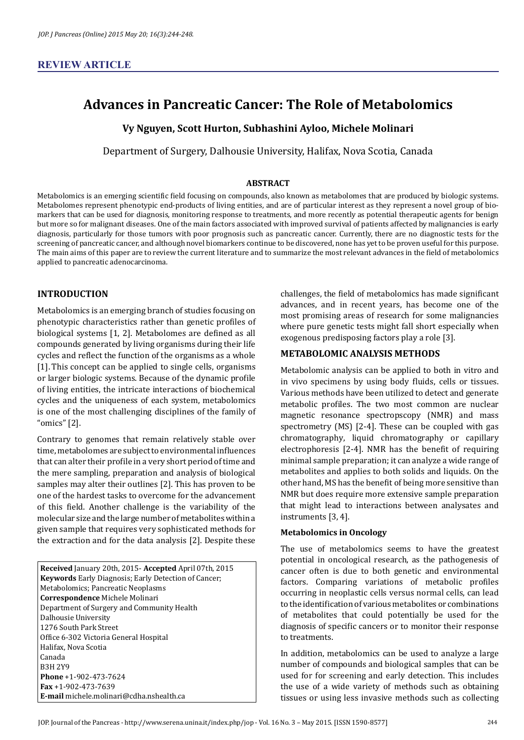## REVIEW ARTICLE

# Advances in Pancreatic Cancer: The Role of Metabolomics

**Vy Nguyen, Scott Hurton, Subhashini Ayloo, Michele Molinari**

Department of Surgery, Dalhousie University, Halifax, Nova Scotia, Canada

### ABSTRACT

Metabolomics is an emerging scientific field focusing on compounds, also known as metabolomes that are produced by biologic systems. Metabolomes represent phenotypic end-products of living entities, and are of particular interest as they represent a novel group of biomarkers that can be used for diagnosis, monitoring response to treatments, and more recently as potential therapeutic agents for benign but more so for malignant diseases. One of the main factors associated with improved survival of patients affected by malignancies is early diagnosis, particularly for those tumors with poor prognosis such as pancreatic cancer. Currently, there are no diagnostic tests for the screening of pancreatic cancer, and although novel biomarkers continue to be discovered, none has yet to be proven useful for this purpose. The main aims of this paper are to review the current literature and to summarize the most relevant advances in the field of metabolomics applied to pancreatic adenocarcinoma.

## INTRODUCTION

Metabolomics is an emerging branch of studies focusing on phenotypic characteristics rather than genetic profiles of biological systems [1, 2]. Metabolomes are defined as all compounds generated by living organisms during their life cycles and reflect the function of the organisms as a whole [1]. This concept can be applied to single cells, organisms or larger biologic systems. Because of the dynamic profile of living entities, the intricate interactions of biochemical cycles and the uniqueness of each system, metabolomics is one of the most challenging disciplines of the family of "omics" [2].

Contrary to genomes that remain relatively stable over time, metabolomes are subject to environmental influences that can alter their profile in a very short period of time and the mere sampling, preparation and analysis of biological samples may alter their outlines [2]. This has proven to be one of the hardest tasks to overcome for the advancement of this field. Another challenge is the variability of the molecular size and the large number of metabolites within a given sample that requires very sophisticated methods for the extraction and for the data analysis [2]. Despite these challenges, the field of metabolomics has made significant advances, and in recent years, has become one of the most promising areas of research for some malignancies where pure genetic tests might fall short especially when exogenous predisposing factors play a role [3].

**Received** January 20th, 2015- **Accepted** April 07th, 2015
**Keywords** Early Diagnosis; Early Detection of Cancer; Metabolomics; Pancreatic Neoplasms
**Correspondence** Michele Molinari
Department of Surgery and Community Health
Dalhousie University
1276 South Park Street
Office 6-302 Victoria General Hospital
Halifax, Nova Scotia
Canada
B3H 2Y9
**Phone** +1-902-473-7624
**Fax** +1-902-473-7639
**E-mail** michele.molinari@cdha.nshealth.ca

## METABOLOMIC ANALYSIS METHODS

Metabolomic analysis can be applied to both in vitro and in vivo specimens by using body fluids, cells or tissues. Various methods have been utilized to detect and generate metabolic profiles. The two most common are nuclear magnetic resonance spectropscopy (NMR) and mass spectrometry (MS) [2-4]. These can be coupled with gas chromatography, liquid chromatography or capillary electrophoresis [2-4]. NMR has the benefit of requiring minimal sample preparation; it can analyze a wide range of metabolites and applies to both solids and liquids. On the other hand, MS has the benefit of being more sensitive than NMR but does require more extensive sample preparation that might lead to interactions between analysates and instruments [3, 4].

### Metabolomics in Oncology

The use of metabolomics seems to have the greatest potential in oncological research, as the pathogenesis of cancer often is due to both genetic and environmental factors. Comparing variations of metabolic profiles occurring in neoplastic cells versus normal cells, can lead to the identification of various metabolites or combinations of metabolites that could potentially be used for the diagnosis of specific cancers or to monitor their response to treatments.

In addition, metabolomics can be used to analyze a large number of compounds and biological samples that can be used for for screening and early detection. This includes the use of a wide variety of methods such as obtaining tissues or using less invasive methods such as collecting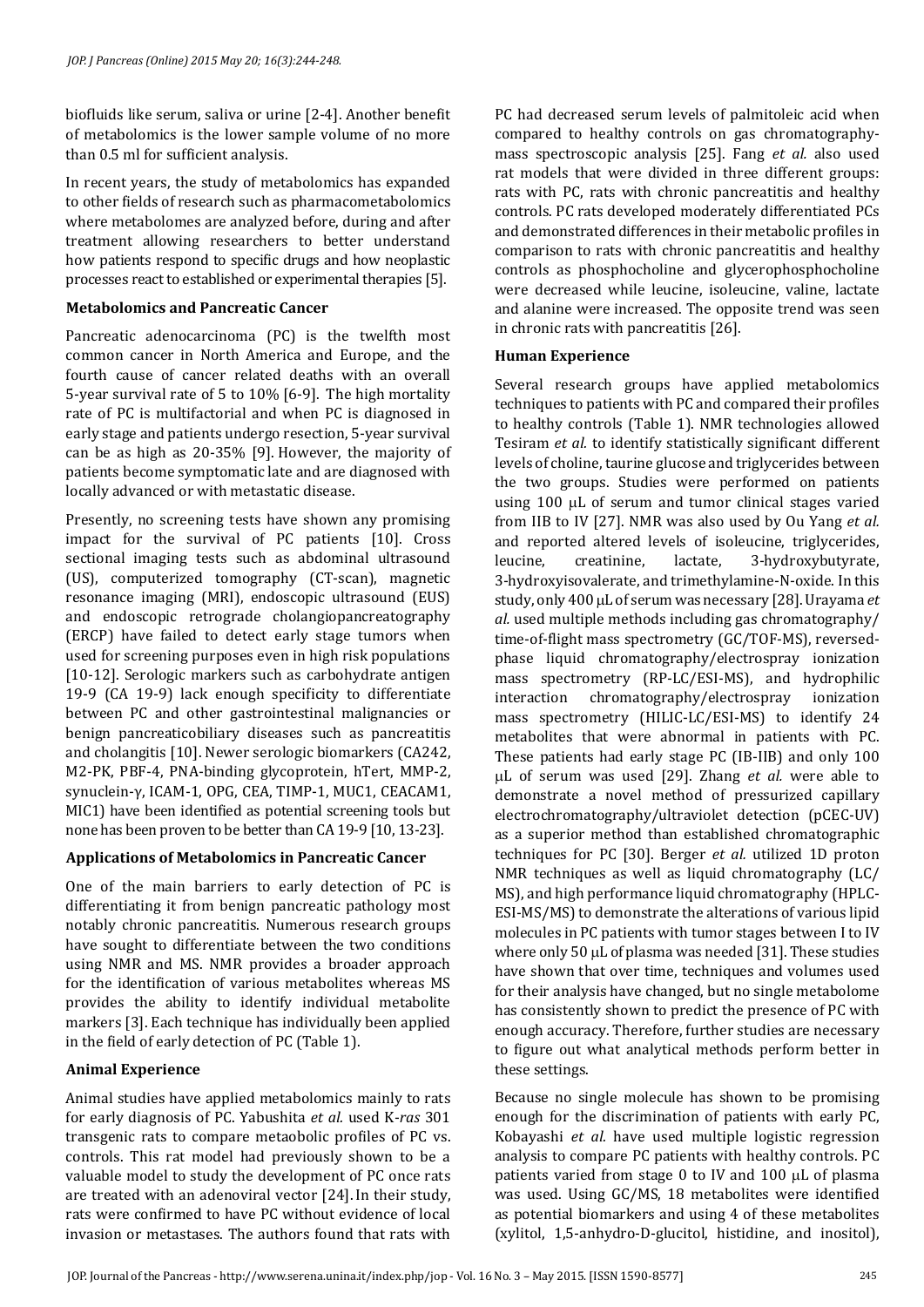biofluids like serum, saliva or urine [2-4]. Another benefit of metabolomics is the lower sample volume of no more than 0.5 ml for sufficient analysis.

In recent years, the study of metabolomics has expanded to other fields of research such as pharmacometabolomics where metabolomes are analyzed before, during and after treatment allowing researchers to better understand how patients respond to specific drugs and how neoplastic processes react to established or experimental therapies [5].

### Metabolomics and Pancreatic Cancer

Pancreatic adenocarcinoma (PC) is the twelfth most common cancer in North America and Europe, and the fourth cause of cancer related deaths with an overall 5-year survival rate of 5 to 10% [6-9]. The high mortality rate of PC is multifactorial and when PC is diagnosed in early stage and patients undergo resection, 5-year survival can be as high as 20-35% [9]. However, the majority of patients become symptomatic late and are diagnosed with locally advanced or with metastatic disease.

Presently, no screening tests have shown any promising impact for the survival of PC patients [10]. Cross sectional imaging tests such as abdominal ultrasound (US), computerized tomography (CT-scan), magnetic resonance imaging (MRI), endoscopic ultrasound (EUS) and endoscopic retrograde cholangiopancreatography (ERCP) have failed to detect early stage tumors when used for screening purposes even in high risk populations [10-12]. Serologic markers such as carbohydrate antigen 19-9 (CA 19-9) lack enough specificity to differentiate between PC and other gastrointestinal malignancies or benign pancreaticobiliary diseases such as pancreatitis and cholangitis [10]. Newer serologic biomarkers (CA242, M2-PK, PBF-4, PNA-binding glycoprotein, hTert, MMP-2, synuclein-γ, ICAM-1, OPG, CEA, TIMP-1, MUC1, CEACAM1, MIC1) have been identified as potential screening tools but none has been proven to be better than CA 19-9 [10, 13-23].

### Applications of Metabolomics in Pancreatic Cancer

One of the main barriers to early detection of PC is differentiating it from benign pancreatic pathology most notably chronic pancreatitis. Numerous research groups have sought to differentiate between the two conditions using NMR and MS. NMR provides a broader approach for the identification of various metabolites whereas MS provides the ability to identify individual metabolite markers [3]. Each technique has individually been applied in the field of early detection of PC (Table 1).

### Animal Experience

Animal studies have applied metabolomics mainly to rats for early diagnosis of PC. Yabushita *et al.* used K-*ras* 301 transgenic rats to compare metaobolic profiles of PC vs. controls. This rat model had previously shown to be a valuable model to study the development of PC once rats are treated with an adenoviral vector [24]. In their study, rats were confirmed to have PC without evidence of local invasion or metastases. The authors found that rats with PC had decreased serum levels of palmitoleic acid when compared to healthy controls on gas chromatography-mass spectroscopic analysis [25]. Fang *et al.* also used rat models that were divided in three different groups: rats with PC, rats with chronic pancreatitis and healthy controls. PC rats developed moderately differentiated PCs and demonstrated differences in their metabolic profiles in comparison to rats with chronic pancreatitis and healthy controls as phosphocholine and glycerophosphocholine were decreased while leucine, isoleucine, valine, lactate and alanine were increased. The opposite trend was seen in chronic rats with pancreatitis [26].

### Human Experience

Several research groups have applied metabolomics techniques to patients with PC and compared their profiles to healthy controls (Table 1). NMR technologies allowed Tesiram *et al.* to identify statistically significant different levels of choline, taurine glucose and triglycerides between the two groups. Studies were performed on patients using 100 μL of serum and tumor clinical stages varied from IIB to IV [27]. NMR was also used by Ou Yang *et al.* and reported altered levels of isoleucine, triglycerides, leucine, creatinine, lactate, 3-hydroxybutyrate, 3-hydroxyisovalerate, and trimethylamine-N-oxide. In this study, only 400 μL of serum was necessary [28]. Urayama *et al.* used multiple methods including gas chromatography/time-of-flight mass spectrometry (GC/TOF-MS), reversed-phase liquid chromatography/electrospray ionization mass spectrometry (RP-LC/ESI-MS), and hydrophilic interaction chromatography/electrospray ionization mass spectrometry (HILIC-LC/ESI-MS) to identify 24 metabolites that were abnormal in patients with PC. These patients had early stage PC (IB-IIB) and only 100 μL of serum was used [29]. Zhang *et al.* were able to demonstrate a novel method of pressurized capillary electrochromatography/ultraviolet detection (pCEC-UV) as a superior method than established chromatographic techniques for PC [30]. Berger *et al.* utilized 1D proton NMR techniques as well as liquid chromatography (LC/MS), and high performance liquid chromatography (HPLC-ESI-MS/MS) to demonstrate the alterations of various lipid molecules in PC patients with tumor stages between I to IV where only 50 μL of plasma was needed [31]. These studies have shown that over time, techniques and volumes used for their analysis have changed, but no single metabolome has consistently shown to predict the presence of PC with enough accuracy. Therefore, further studies are necessary to figure out what analytical methods perform better in these settings.

Because no single molecule has shown to be promising enough for the discrimination of patients with early PC, Kobayashi *et al.* have used multiple logistic regression analysis to compare PC patients with healthy controls. PC patients varied from stage 0 to IV and 100 μL of plasma was used. Using GC/MS, 18 metabolites were identified as potential biomarkers and using 4 of these metabolites (xylitol, 1,5-anhydro-D-glucitol, histidine, and inositol),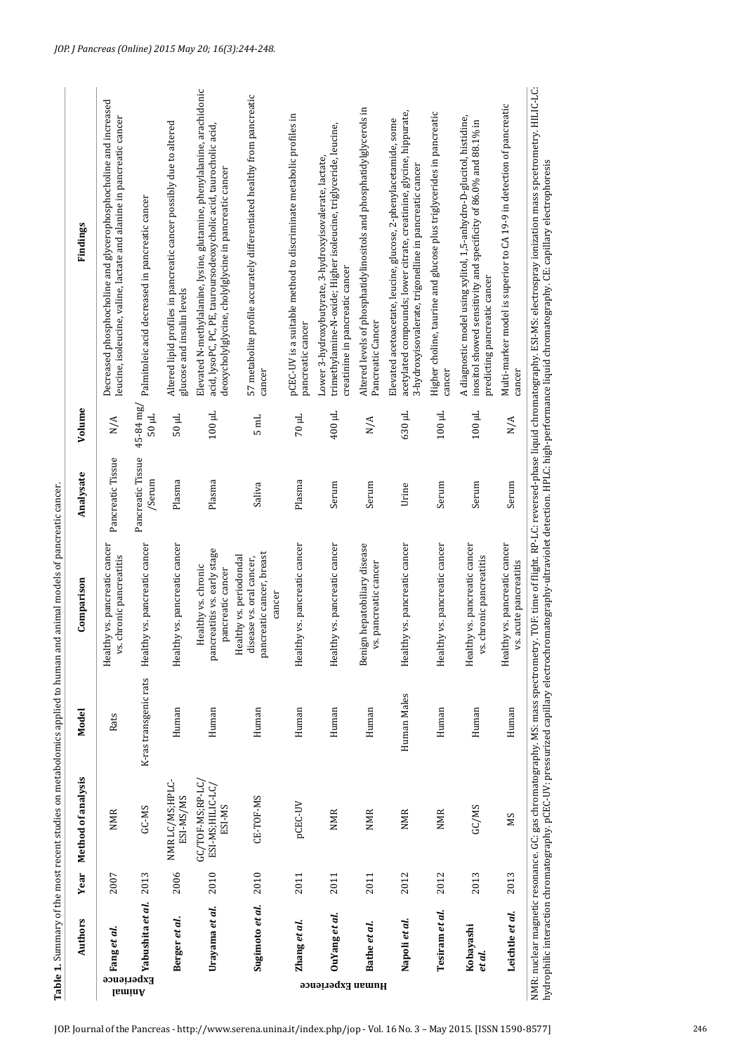**Table 1.** Summary of the most recent studies on metabolomics applied to human and animal models of pancreatic cancer.

| | Authors | Year | Method of analysis | Model | Comparison | Analysate | Volume | Findings |
|---|---|---|---|---|---|---|---|---|
| Animal Experience | *Fang et al.* | 2007 | NMR | Rats | Healthy vs. pancreatic cancer vs. chronic pancreatitis | Pancreatic Tissue | N/A | Decreased phosphocholine and glycerophosphocholine and increased leucine, isoleucine, valine, lactate and alanine in pancreatic cancer |
| | *Yabushita et al.* | 2013 | GC-MS | K-ras transgenic rats | Healthy vs. pancreatic cancer | Pancreatic Tissue /Serum | 45-84 mg/ 50 µL | Palmitoleic acid decreased in pancreatic cancer |
| Human Experience | *Berger et al.* | 2006 | NMR LC/MS;HPLC-ESI-MS/MS | Human | Healthy vs. pancreatic cancer | Plasma | 50 µL | Altered lipid profiles in pancreatic cancer possibly due to altered glucose and insulin levels |
| | *Urayama et al.* | 2010 | GC/TOF-MS;RP-LC/ESI-MS;HILIC-LC/ESI-MS | Human | Healthy vs. chronic pancreatitis vs. early stage pancreatic cancer | Plasma | 100 µL | Elevated N-methylalanine, lysine, glutamine, phenylalanine, arachidonic acid, lysoPC, PC, PE, tauroursodeoxycholic acid, taurocholic acid, deoxycholylglycine, cholylglycine in pancreatic cancer |
| | *Sugimoto et al.* | 2010 | CE-TOF-MS | Human | Healthy vs. periodondal disease vs. oral cancer, pancreatic cancer, breast cancer | Saliva | 5 mL | 57 metabolite profile accurately differentiated healthy from pancreatic cancer |
| | *Zhang et al.* | 2011 | pCEC-UV | Human | Healthy vs. pancreatic cancer | Plasma | 70 µL | pCEC-UV is a suitable method to discriminate metabolic profiles in pancreatic cancer |
| | *OuYang et al.* | 2011 | NMR | Human | Healthy vs. pancreatic cancer | Serum | 400 µL | Lower 3-hydroxybutyrate, 3-hydroxyisovalerate, lactate, trimethylamine-N-oxide; Higher isoleucine, triglyceride, leucine, creatinine in pancreatic cancer |
| | *Bathe et al.* | 2011 | NMR | Human | Benign hepatobiliary disease vs. pancreatic cancer | Serum | N/A | Altered levels of phosphatidylinositols and phosphatidylglycerols in Pancreatic Cancer |
| | *Napoli et al.* | 2012 | NMR | Human Males | Healthy vs. pancreatic cancer | Urine | 630 µL | Elevated acetoacetate, leucine, glucose, 2-phenylacetamide, some acetylated compounds; lower citrate, creatinine, glycine, hippurate, 3-hydroxyisovalerate, trigonelline in pancreatic cancer |
| | *Tesiram et al.* | 2012 | NMR | Human | Healthy vs. pancreatic cancer | Serum | 100 µL | Higher choline, taurine and glucose plus triglycerides in pancreatic cancer |
| | *Kobayashi et al.* | 2013 | GC/MS | Human | Healthy vs. pancreatic cancer vs. chronic pancreatitis | Serum | 100 µL | A diagnostic model using xylitol, 1,5-anhydro-D-glucitol, histidine, inositol showed sensitivity and specificity of 86.0% and 88.1% in predicting pancreatic cancer |
| | *Leichtle et al.* | 2013 | MS | Human | Healthy vs. pancreatic cancer vs. acute pancreatitis | Serum | N/A | Multi-marker model is superior to CA 19-9 in detection of pancreatic cancer |

NMR: nuclear magnetic resonance. GC: gas chromatography. MS: mass spectrometry. TOF: time of flight. RP-LC: reversed-phase liquid chromatography. ESI-MS: electrospray ionization mass spcetrometry. HILIC-LC: hydrophilic interaction chromatography. pCEC-UV: pressurized capillary electrochromatography-ultraviolet detection. HPLC: high-performance liquid chromatography. CE: capillary electrophoresis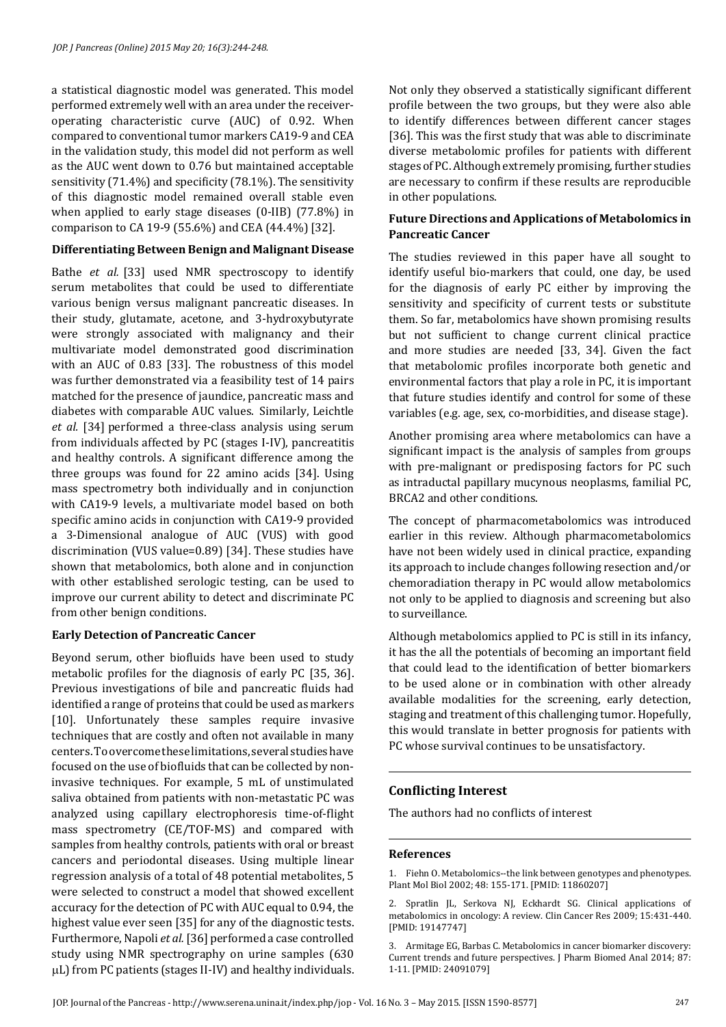a statistical diagnostic model was generated. This model performed extremely well with an area under the receiver-operating characteristic curve (AUC) of 0.92. When compared to conventional tumor markers CA19-9 and CEA in the validation study, this model did not perform as well as the AUC went down to 0.76 but maintained acceptable sensitivity (71.4%) and specificity (78.1%). The sensitivity of this diagnostic model remained overall stable even when applied to early stage diseases (0-IIB) (77.8%) in comparison to CA 19-9 (55.6%) and CEA (44.4%) [32].

### Differentiating Between Benign and Malignant Disease

Bathe *et al.* [33] used NMR spectroscopy to identify serum metabolites that could be used to differentiate various benign versus malignant pancreatic diseases. In their study, glutamate, acetone, and 3-hydroxybutyrate were strongly associated with malignancy and their multivariate model demonstrated good discrimination with an AUC of 0.83 [33]. The robustness of this model was further demonstrated via a feasibility test of 14 pairs matched for the presence of jaundice, pancreatic mass and diabetes with comparable AUC values. Similarly, Leichtle *et al.* [34] performed a three-class analysis using serum from individuals affected by PC (stages I-IV), pancreatitis and healthy controls. A significant difference among the three groups was found for 22 amino acids [34]. Using mass spectrometry both individually and in conjunction with CA19-9 levels, a multivariate model based on both specific amino acids in conjunction with CA19-9 provided a 3-Dimensional analogue of AUC (VUS) with good discrimination (VUS value=0.89) [34]. These studies have shown that metabolomics, both alone and in conjunction with other established serologic testing, can be used to improve our current ability to detect and discriminate PC from other benign conditions.

### Early Detection of Pancreatic Cancer

Beyond serum, other biofluids have been used to study metabolic profiles for the diagnosis of early PC [35, 36]. Previous investigations of bile and pancreatic fluids had identified a range of proteins that could be used as markers [10]. Unfortunately these samples require invasive techniques that are costly and often not available in many centers. To overcome these limitations, several studies have focused on the use of biofluids that can be collected by non-invasive techniques. For example, 5 mL of unstimulated saliva obtained from patients with non-metastatic PC was analyzed using capillary electrophoresis time-of-flight mass spectrometry (CE/TOF-MS) and compared with samples from healthy controls, patients with oral or breast cancers and periodontal diseases. Using multiple linear regression analysis of a total of 48 potential metabolites, 5 were selected to construct a model that showed excellent accuracy for the detection of PC with AUC equal to 0.94, the highest value ever seen [35] for any of the diagnostic tests. Furthermore, Napoli *et al.* [36] performed a case controlled study using NMR spectrography on urine samples (630 μL) from PC patients (stages II-IV) and healthy individuals. Not only they observed a statistically significant different profile between the two groups, but they were also able to identify differences between different cancer stages [36]. This was the first study that was able to discriminate diverse metabolomic profiles for patients with different stages of PC. Although extremely promising, further studies are necessary to confirm if these results are reproducible in other populations.

### Future Directions and Applications of Metabolomics in Pancreatic Cancer

The studies reviewed in this paper have all sought to identify useful bio-markers that could, one day, be used for the diagnosis of early PC either by improving the sensitivity and specificity of current tests or substitute them. So far, metabolomics have shown promising results but not sufficient to change current clinical practice and more studies are needed [33, 34]. Given the fact that metabolomic profiles incorporate both genetic and environmental factors that play a role in PC, it is important that future studies identify and control for some of these variables (e.g. age, sex, co-morbidities, and disease stage).

Another promising area where metabolomics can have a significant impact is the analysis of samples from groups with pre-malignant or predisposing factors for PC such as intraductal papillary mucynous neoplasms, familial PC, BRCA2 and other conditions.

The concept of pharmacometabolomics was introduced earlier in this review. Although pharmacometabolomics have not been widely used in clinical practice, expanding its approach to include changes following resection and/or chemoradiation therapy in PC would allow metabolomics not only to be applied to diagnosis and screening but also to surveillance.

Although metabolomics applied to PC is still in its infancy, it has the all the potentials of becoming an important field that could lead to the identification of better biomarkers to be used alone or in combination with other already available modalities for the screening, early detection, staging and treatment of this challenging tumor. Hopefully, this would translate in better prognosis for patients with PC whose survival continues to be unsatisfactory.

## Conflicting Interest

The authors had no conflicts of interest

### References

1. Fiehn O. Metabolomics--the link between genotypes and phenotypes. Plant Mol Biol 2002; 48: 155-171. [PMID: 11860207]

2. Spratlin JL, Serkova NJ, Eckhardt SG. Clinical applications of metabolomics in oncology: A review. Clin Cancer Res 2009; 15:431-440. [PMID: 19147747]

3. Armitage EG, Barbas C. Metabolomics in cancer biomarker discovery: Current trends and future perspectives. J Pharm Biomed Anal 2014; 87: 1-11. [PMID: 24091079]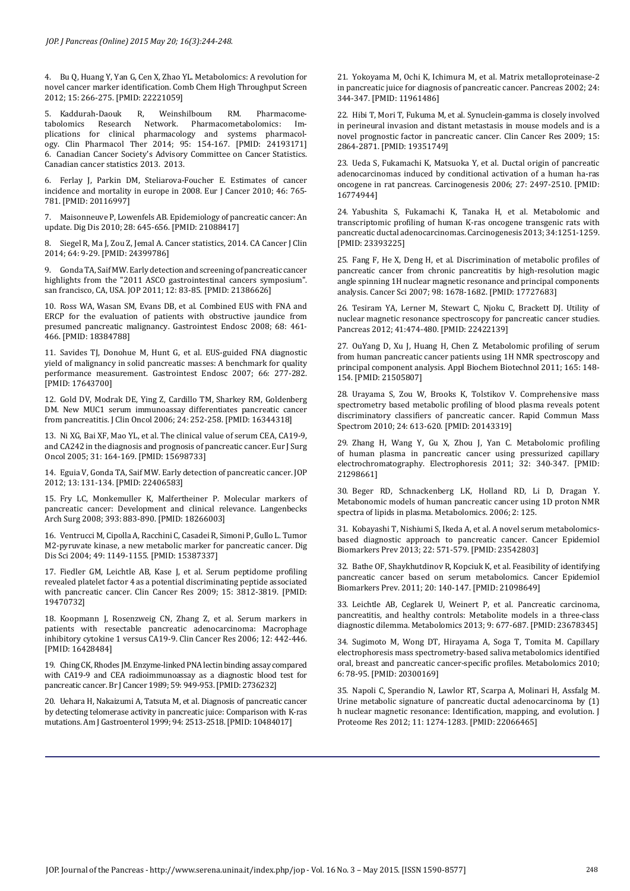4. Bu Q, Huang Y, Yan G, Cen X, Zhao YL. Metabolomics: A revolution for novel cancer marker identification. Comb Chem High Throughput Screen 2012; 15: 266-275. [PMID: 22221059]

5. Kaddurah-Daouk R, Weinshilboum RM. Pharmacometabolomics Research Network. Pharmacometabolomics: Implications for clinical pharmacology and systems pharmacology. Clin Pharmacol Ther 2014; 95: 154-167. [PMID: 24193171]
6. Canadian Cancer Society's Advisory Committee on Cancer Statistics. Canadian cancer statistics 2013. 2013.

6. Ferlay J, Parkin DM, Steliarova-Foucher E. Estimates of cancer incidence and mortality in europe in 2008. Eur J Cancer 2010; 46: 765-781. [PMID: 20116997]

7. Maisonneuve P, Lowenfels AB. Epidemiology of pancreatic cancer: An update. Dig Dis 2010; 28: 645-656. [PMID: 21088417]

8. Siegel R, Ma J, Zou Z, Jemal A. Cancer statistics, 2014. CA Cancer J Clin 2014; 64: 9-29. [PMID: 24399786]

9. Gonda TA, Saif MW. Early detection and screening of pancreatic cancer highlights from the "2011 ASCO gastrointestinal cancers symposium". san francisco, CA, USA. JOP 2011; 12: 83-85. [PMID: 21386626]

10. Ross WA, Wasan SM, Evans DB, et al. Combined EUS with FNA and ERCP for the evaluation of patients with obstructive jaundice from presumed pancreatic malignancy. Gastrointest Endosc 2008; 68: 461-466. [PMID: 18384788]

11. Savides TJ, Donohue M, Hunt G, et al. EUS-guided FNA diagnostic yield of malignancy in solid pancreatic masses: A benchmark for quality performance measurement. Gastrointest Endosc 2007; 66: 277-282. [PMID: 17643700]

12. Gold DV, Modrak DE, Ying Z, Cardillo TM, Sharkey RM, Goldenberg DM. New MUC1 serum immunoassay differentiates pancreatic cancer from pancreatitis. J Clin Oncol 2006; 24: 252-258. [PMID: 16344318]

13. Ni XG, Bai XF, Mao YL, et al. The clinical value of serum CEA, CA19-9, and CA242 in the diagnosis and prognosis of pancreatic cancer. Eur J Surg Oncol 2005; 31: 164-169. [PMID: 15698733]

14. Eguia V, Gonda TA, Saif MW. Early detection of pancreatic cancer. JOP 2012; 13: 131-134. [PMID: 22406583]

15. Fry LC, Monkemuller K, Malfertheiner P. Molecular markers of pancreatic cancer: Development and clinical relevance. Langenbecks Arch Surg 2008; 393: 883-890. [PMID: 18266003]

16. Ventrucci M, Cipolla A, Racchini C, Casadei R, Simoni P, Gullo L. Tumor M2-pyruvate kinase, a new metabolic marker for pancreatic cancer. Dig Dis Sci 2004; 49: 1149-1155. [PMID: 15387337]

17. Fiedler GM, Leichtle AB, Kase J, et al. Serum peptidome profiling revealed platelet factor 4 as a potential discriminating peptide associated with pancreatic cancer. Clin Cancer Res 2009; 15: 3812-3819. [PMID: 19470732]

18. Koopmann J, Rosenzweig CN, Zhang Z, et al. Serum markers in patients with resectable pancreatic adenocarcinoma: Macrophage inhibitory cytokine 1 versus CA19-9. Clin Cancer Res 2006; 12: 442-446. [PMID: 16428484]

19. Ching CK, Rhodes JM. Enzyme-linked PNA lectin binding assay compared with CA19-9 and CEA radioimmunoassay as a diagnostic blood test for pancreatic cancer. Br J Cancer 1989; 59: 949-953. [PMID: 2736232]

20. Uehara H, Nakaizumi A, Tatsuta M, et al. Diagnosis of pancreatic cancer by detecting telomerase activity in pancreatic juice: Comparison with K-ras mutations. Am J Gastroenterol 1999; 94: 2513-2518. [PMID: 10484017]

21. Yokoyama M, Ochi K, Ichimura M, et al. Matrix metalloproteinase-2 in pancreatic juice for diagnosis of pancreatic cancer. Pancreas 2002; 24: 344-347. [PMID: 11961486]

22. Hibi T, Mori T, Fukuma M, et al. Synuclein-gamma is closely involved in perineural invasion and distant metastasis in mouse models and is a novel prognostic factor in pancreatic cancer. Clin Cancer Res 2009; 15: 2864-2871. [PMID: 19351749]

23. Ueda S, Fukamachi K, Matsuoka Y, et al. Ductal origin of pancreatic adenocarcinomas induced by conditional activation of a human ha-ras oncogene in rat pancreas. Carcinogenesis 2006; 27: 2497-2510. [PMID: 16774944]

24. Yabushita S, Fukamachi K, Tanaka H, et al. Metabolomic and transcriptomic profiling of human K-ras oncogene transgenic rats with pancreatic ductal adenocarcinomas. Carcinogenesis 2013; 34:1251-1259. [PMID: 23393225]

25. Fang F, He X, Deng H, et al. Discrimination of metabolic profiles of pancreatic cancer from chronic pancreatitis by high-resolution magic angle spinning 1H nuclear magnetic resonance and principal components analysis. Cancer Sci 2007; 98: 1678-1682. [PMID: 17727683]

26. Tesiram YA, Lerner M, Stewart C, Njoku C, Brackett DJ. Utility of nuclear magnetic resonance spectroscopy for pancreatic cancer studies. Pancreas 2012; 41:474-480. [PMID: 22422139]

27. OuYang D, Xu J, Huang H, Chen Z. Metabolomic profiling of serum from human pancreatic cancer patients using 1H NMR spectroscopy and principal component analysis. Appl Biochem Biotechnol 2011; 165: 148-154. [PMID: 21505807]

28. Urayama S, Zou W, Brooks K, Tolstikov V. Comprehensive mass spectrometry based metabolic profiling of blood plasma reveals potent discriminatory classifiers of pancreatic cancer. Rapid Commun Mass Spectrom 2010; 24: 613-620. [PMID: 20143319]

29. Zhang H, Wang Y, Gu X, Zhou J, Yan C. Metabolomic profiling of human plasma in pancreatic cancer using pressurized capillary electrochromatography. Electrophoresis 2011; 32: 340-347. [PMID: 21298661]

30. Beger RD, Schnackenberg LK, Holland RD, Li D, Dragan Y. Metabonomic models of human pancreatic cancer using 1D proton NMR spectra of lipids in plasma. Metabolomics. 2006; 2: 125.

31. Kobayashi T, Nishiumi S, Ikeda A, et al. A novel serum metabolomics-based diagnostic approach to pancreatic cancer. Cancer Epidemiol Biomarkers Prev 2013; 22: 571-579. [PMID: 23542803]

32. Bathe OF, Shaykhutdinov R, Kopciuk K, et al. Feasibility of identifying pancreatic cancer based on serum metabolomics. Cancer Epidemiol Biomarkers Prev. 2011; 20: 140-147. [PMID: 21098649]

33. Leichtle AB, Ceglarek U, Weinert P, et al. Pancreatic carcinoma, pancreatitis, and healthy controls: Metabolite models in a three-class diagnostic dilemma. Metabolomics 2013; 9: 677-687. [PMID: 23678345]

34. Sugimoto M, Wong DT, Hirayama A, Soga T, Tomita M. Capillary electrophoresis mass spectrometry-based saliva metabolomics identified oral, breast and pancreatic cancer-specific profiles. Metabolomics 2010; 6: 78-95. [PMID: 20300169]

35. Napoli C, Sperandio N, Lawlor RT, Scarpa A, Molinari H, Assfalg M. Urine metabolic signature of pancreatic ductal adenocarcinoma by (1) h nuclear magnetic resonance: Identification, mapping, and evolution. J Proteome Res 2012; 11: 1274-1283. [PMID: 22066465]